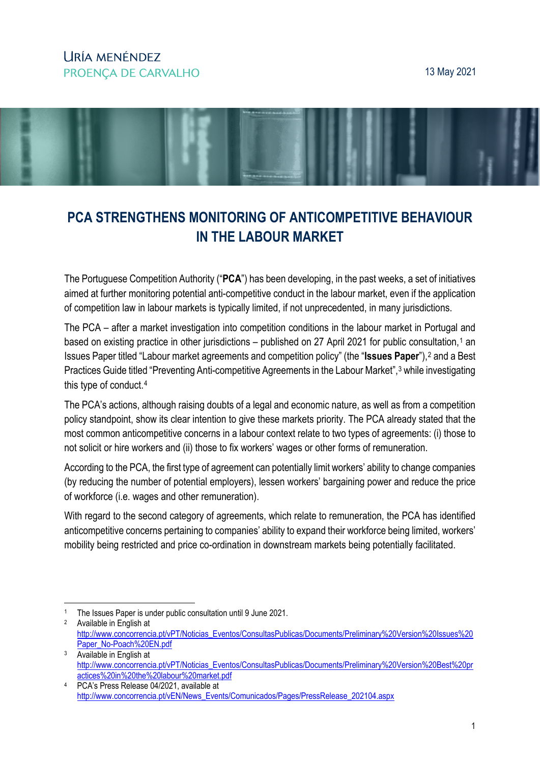URÍA MENÉNDEZ
PROENÇA DE CARVALHO

13 May 2021

# PCA STRENGTHENS MONITORING OF ANTICOMPETITIVE BEHAVIOUR IN THE LABOUR MARKET

The Portuguese Competition Authority ("**PCA**") has been developing, in the past weeks, a set of initiatives aimed at further monitoring potential anti-competitive conduct in the labour market, even if the application of competition law in labour markets is typically limited, if not unprecedented, in many jurisdictions.

The PCA – after a market investigation into competition conditions in the labour market in Portugal and based on existing practice in other jurisdictions – published on 27 April 2021 for public consultation,[1] an Issues Paper titled "Labour market agreements and competition policy" (the "**Issues Paper**"),[2] and a Best Practices Guide titled "Preventing Anti-competitive Agreements in the Labour Market",[3] while investigating this type of conduct.[4]

The PCA's actions, although raising doubts of a legal and economic nature, as well as from a competition policy standpoint, show its clear intention to give these markets priority. The PCA already stated that the most common anticompetitive concerns in a labour context relate to two types of agreements: (i) those to not solicit or hire workers and (ii) those to fix workers' wages or other forms of remuneration.

According to the PCA, the first type of agreement can potentially limit workers' ability to change companies (by reducing the number of potential employers), lessen workers' bargaining power and reduce the price of workforce (i.e. wages and other remuneration).

With regard to the second category of agreements, which relate to remuneration, the PCA has identified anticompetitive concerns pertaining to companies' ability to expand their workforce being limited, workers' mobility being restricted and price co-ordination in downstream markets being potentially facilitated.

---

[1] The Issues Paper is under public consultation until 9 June 2021.

[2] Available in English at http://www.concorrencia.pt/vPT/Noticias_Eventos/ConsultasPublicas/Documents/Preliminary%20Version%20Issues%20Paper_No-Poach%20EN.pdf

[3] Available in English at http://www.concorrencia.pt/vPT/Noticias_Eventos/ConsultasPublicas/Documents/Preliminary%20Version%20Best%20practices%20in%20the%20labour%20market.pdf

[4] PCA's Press Release 04/2021, available at http://www.concorrencia.pt/vEN/News_Events/Comunicados/Pages/PressRelease_202104.aspx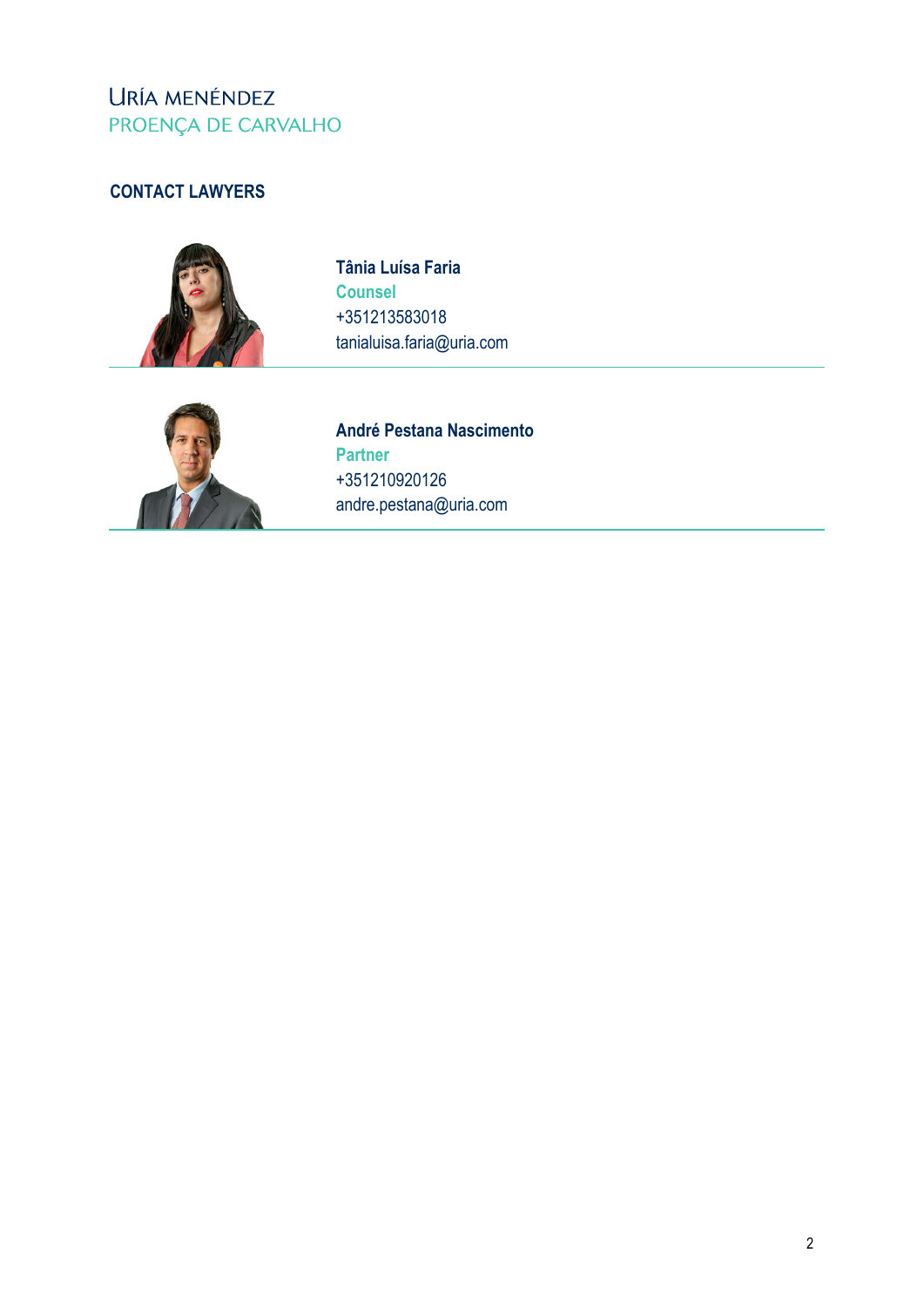Uría Menéndez
Proença de Carvalho

## CONTACT LAWYERS

**Tânia Luísa Faria**
**Counsel**
+351213583018
tanialuisa.faria@uria.com

---

**André Pestana Nascimento**
**Partner**
+351210920126
andre.pestana@uria.com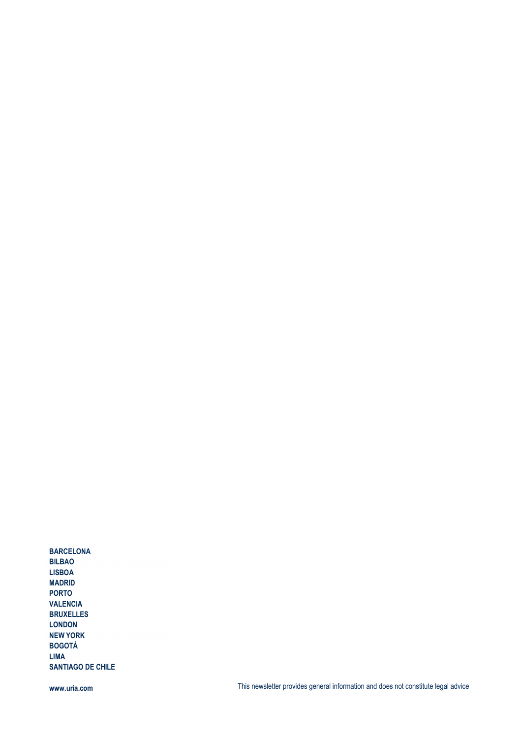**BARCELONA**
**BILBAO**
**LISBOA**
**MADRID**
**PORTO**
**VALENCIA**
**BRUXELLES**
**LONDON**
**NEW YORK**
**BOGOTÁ**
**LIMA**
**SANTIAGO DE CHILE**

**www.uria.com**

This newsletter provides general information and does not constitute legal advice